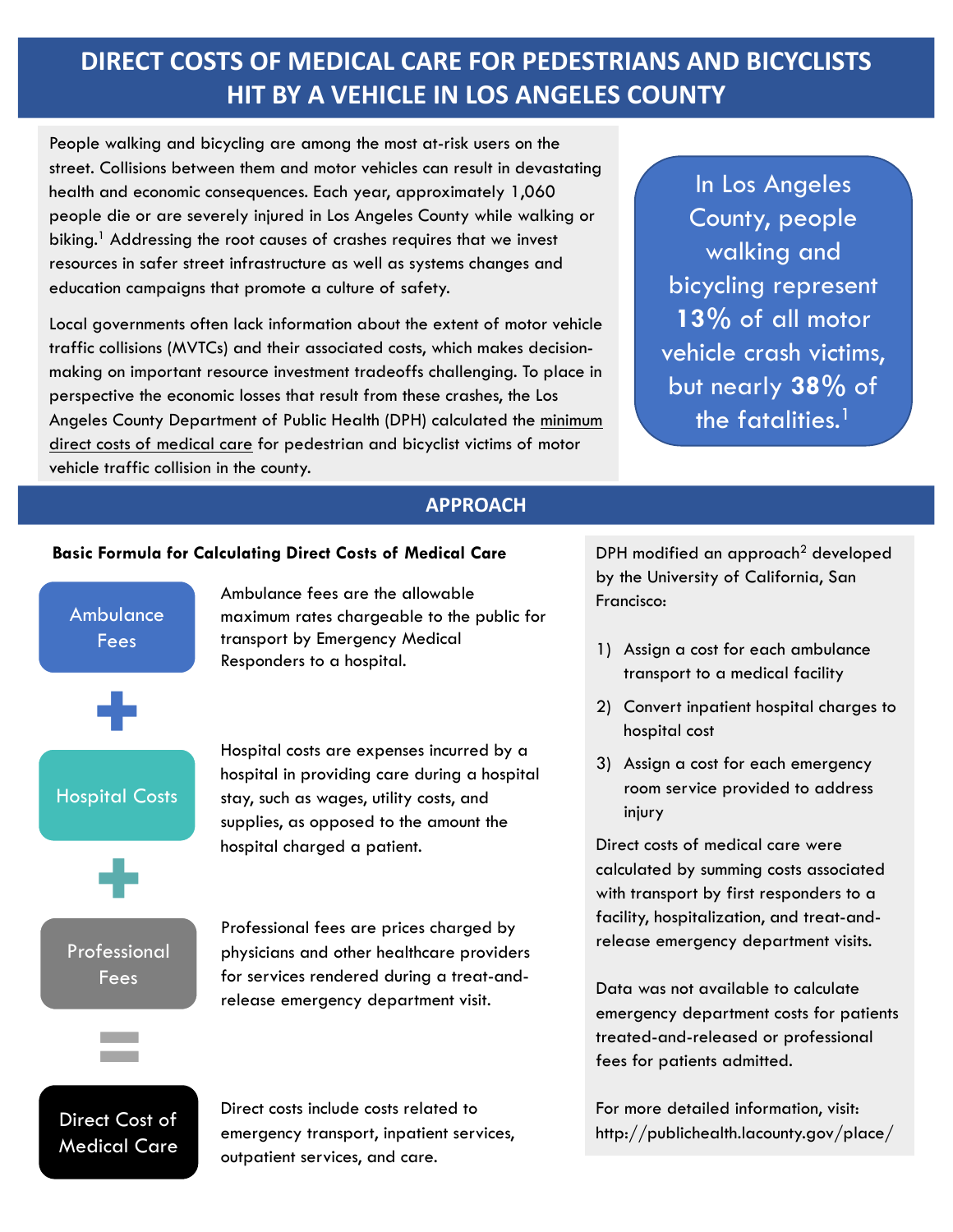# DIRECT COSTS OF MEDICAL CARE FOR PEDESTRIANS AND BICYCLISTS HIT BY A VEHICLE IN LOS ANGELES COUNTY

People walking and bicycling are among the most at-risk users on the street. Collisions between them and motor vehicles can result in devastating health and economic consequences. Each year, approximately 1,060 people die or are severely injured in Los Angeles County while walking or biking.[1] Addressing the root causes of crashes requires that we invest resources in safer street infrastructure as well as systems changes and education campaigns that promote a culture of safety.

Local governments often lack information about the extent of motor vehicle traffic collisions (MVTCs) and their associated costs, which makes decision-making on important resource investment tradeoffs challenging. To place in perspective the economic losses that result from these crashes, the Los Angeles County Department of Public Health (DPH) calculated the minimum direct costs of medical care for pedestrian and bicyclist victims of motor vehicle traffic collision in the county.

In Los Angeles County, people walking and bicycling represent **13%** of all motor vehicle crash victims, but nearly **38%** of the fatalities.[1]

## APPROACH

**Basic Formula for Calculating Direct Costs of Medical Care**

**Ambulance Fees**

Ambulance fees are the allowable maximum rates chargeable to the public for transport by Emergency Medical Responders to a hospital.

+

**Hospital Costs**

Hospital costs are expenses incurred by a hospital in providing care during a hospital stay, such as wages, utility costs, and supplies, as opposed to the amount the hospital charged a patient.

+

**Professional Fees**

Professional fees are prices charged by physicians and other healthcare providers for services rendered during a treat-and-release emergency department visit.

=

**Direct Cost of Medical Care**

Direct costs include costs related to emergency transport, inpatient services, outpatient services, and care.

DPH modified an approach[2] developed by the University of California, San Francisco:

1) Assign a cost for each ambulance transport to a medical facility
2) Convert inpatient hospital charges to hospital cost
3) Assign a cost for each emergency room service provided to address injury

Direct costs of medical care were calculated by summing costs associated with transport by first responders to a facility, hospitalization, and treat-and-release emergency department visits.

Data was not available to calculate emergency department costs for patients treated-and-released or professional fees for patients admitted.

For more detailed information, visit: http://publichealth.lacounty.gov/place/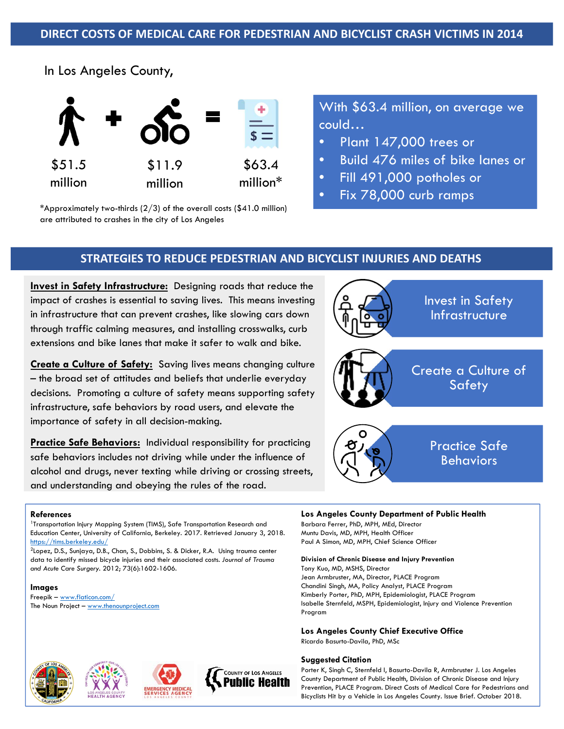## DIRECT COSTS OF MEDICAL CARE FOR PEDESTRIAN AND BICYCLIST CRASH VICTIMS IN 2014

In Los Angeles County,

$51.5 million + $11.9 million = $63.4 million*

*Approximately two-thirds (2/3) of the overall costs ($41.0 million) are attributed to crashes in the city of Los Angeles

With $63.4 million, on average we could…

- Plant 147,000 trees or
- Build 476 miles of bike lanes or
- Fill 491,000 potholes or
- Fix 78,000 curb ramps

## STRATEGIES TO REDUCE PEDESTRIAN AND BICYCLIST INJURIES AND DEATHS

**Invest in Safety Infrastructure:** Designing roads that reduce the impact of crashes is essential to saving lives. This means investing in infrastructure that can prevent crashes, like slowing cars down through traffic calming measures, and installing crosswalks, curb extensions and bike lanes that make it safer to walk and bike.

**Create a Culture of Safety:** Saving lives means changing culture – the broad set of attitudes and beliefs that underlie everyday decisions. Promoting a culture of safety means supporting safety infrastructure, safe behaviors by road users, and elevate the importance of safety in all decision-making.

**Practice Safe Behaviors:** Individual responsibility for practicing safe behaviors includes not driving while under the influence of alcohol and drugs, never texting while driving or crossing streets, and understanding and obeying the rules of the road.

Invest in Safety Infrastructure

Create a Culture of Safety

Practice Safe Behaviors

**References**

[1]Transportation Injury Mapping System (TIMS), Safe Transportation Research and Education Center, University of California, Berkeley. 2017. Retrieved January 3, 2018. https://tims.berkeley.edu/

[2]Lopez, D.S., Sunjaya, D.B., Chan, S., Dobbins, S. & Dicker, R.A. Using trauma center data to identify missed bicycle injuries and their associated costs. *Journal of Trauma and Acute Care Surgery*. 2012; 73(6):1602-1606.

**Images**

Freepik – www.flaticon.com/

The Noun Project – www.thenounproject.com

**Los Angeles County Department of Public Health**

Barbara Ferrer, PhD, MPH, MEd, Director

Muntu Davis, MD, MPH, Health Officer

Paul A Simon, MD, MPH, Chief Science Officer

**Division of Chronic Disease and Injury Prevention**

Tony Kuo, MD, MSHS, Director

Jean Armbruster, MA, Director, PLACE Program

Chandini Singh, MA, Policy Analyst, PLACE Program

Kimberly Porter, PhD, MPH, Epidemiologist, PLACE Program

Isabelle Sternfeld, MSPH, Epidemiologist, Injury and Violence Prevention Program

**Los Angeles County Chief Executive Office**

Ricardo Basurto-Davila, PhD, MSc

**Suggested Citation**

Porter K, Singh C, Sternfeld I, Basurto-Davila R, Armbruster J. Los Angeles County Department of Public Health, Division of Chronic Disease and Injury Prevention, PLACE Program. Direct Costs of Medical Care for Pedestrians and Bicyclists Hit by a Vehicle in Los Angeles County. Issue Brief. October 2018.